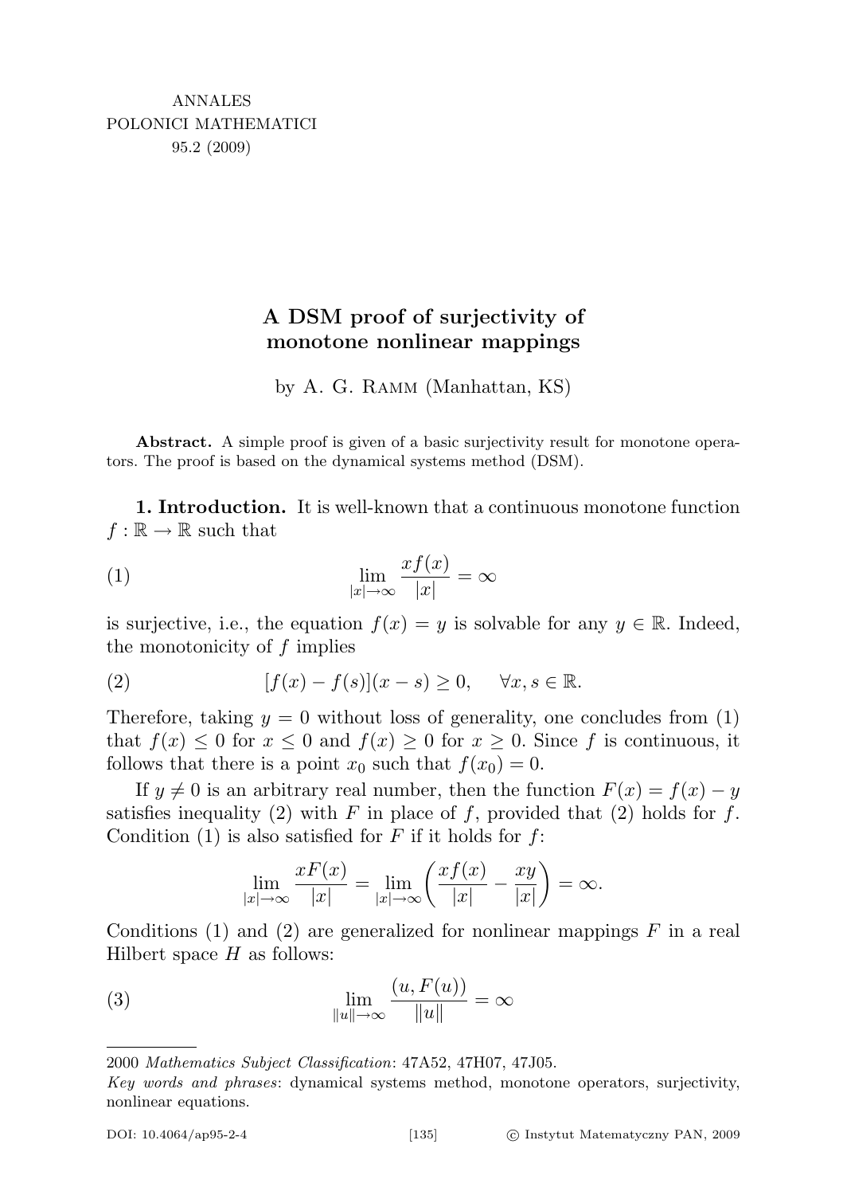ANNALES
POLONICI MATHEMATICI
95.2 (2009)

# A DSM proof of surjectivity of monotone nonlinear mappings

by A. G. Ramm (Manhattan, KS)

**Abstract.** A simple proof is given of a basic surjectivity result for monotone operators. The proof is based on the dynamical systems method (DSM).

**1. Introduction.** It is well-known that a continuous monotone function $f : \mathbb{R} \to \mathbb{R}$ such that

$$\lim_{|x|\to\infty} \frac{xf(x)}{|x|} = \infty \tag{1}$$

is surjective, i.e., the equation $f(x) = y$ is solvable for any $y \in \mathbb{R}$. Indeed, the monotonicity of $f$ implies

$$[f(x) - f(s)](x - s) \geq 0, \quad \forall x, s \in \mathbb{R}. \tag{2}$$

Therefore, taking $y = 0$ without loss of generality, one concludes from (1) that $f(x) \leq 0$ for $x \leq 0$ and $f(x) \geq 0$ for $x \geq 0$. Since $f$ is continuous, it follows that there is a point $x_0$ such that $f(x_0) = 0$.

If $y \neq 0$ is an arbitrary real number, then the function $F(x) = f(x) - y$ satisfies inequality (2) with $F$ in place of $f$, provided that (2) holds for $f$. Condition (1) is also satisfied for $F$ if it holds for $f$:

$$\lim_{|x|\to\infty} \frac{xF(x)}{|x|} = \lim_{|x|\to\infty} \left( \frac{xf(x)}{|x|} - \frac{xy}{|x|} \right) = \infty.$$

Conditions (1) and (2) are generalized for nonlinear mappings $F$ in a real Hilbert space $H$ as follows:

$$\lim_{\|u\|\to\infty} \frac{(u, F(u))}{\|u\|} = \infty \tag{3}$$

---

2000 *Mathematics Subject Classification*: 47A52, 47H07, 47J05.

*Key words and phrases*: dynamical systems method, monotone operators, surjectivity, nonlinear equations.

DOI: 10.4064/ap95-2-4 © Instytut Matematyczny PAN, 2009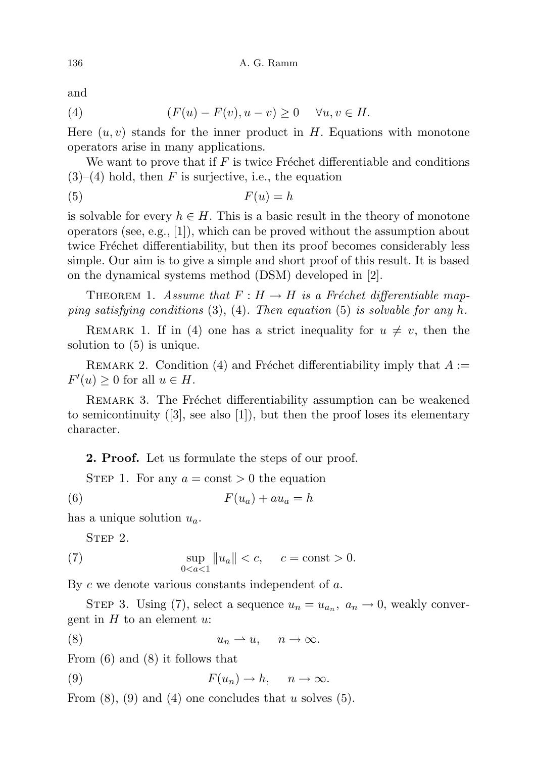and

$$(F(u) - F(v), u - v) \geq 0 \quad \forall u, v \in H. \tag{4}$$

Here $(u, v)$ stands for the inner product in $H$. Equations with monotone operators arise in many applications.

We want to prove that if $F$ is twice Fréchet differentiable and conditions (3)–(4) hold, then $F$ is surjective, i.e., the equation

$$F(u) = h \tag{5}$$

is solvable for every $h \in H$. This is a basic result in the theory of monotone operators (see, e.g., [1]), which can be proved without the assumption about twice Fréchet differentiability, but then its proof becomes considerably less simple. Our aim is to give a simple and short proof of this result. It is based on the dynamical systems method (DSM) developed in [2].

THEOREM 1. *Assume that $F : H \to H$ is a Fréchet differentiable mapping satisfying conditions* (3), (4). *Then equation* (5) *is solvable for any $h$.*

REMARK 1. If in (4) one has a strict inequality for $u \neq v$, then the solution to (5) is unique.

REMARK 2. Condition (4) and Fréchet differentiability imply that $A := F'(u) \geq 0$ for all $u \in H$.

REMARK 3. The Fréchet differentiability assumption can be weakened to semicontinuity ([3], see also [1]), but then the proof loses its elementary character.

**2. Proof.** Let us formulate the steps of our proof.

STEP 1. For any $a = \text{const} > 0$ the equation

$$F(u_a) + a u_a = h \tag{6}$$

has a unique solution $u_a$.

STEP 2.

$$\sup_{0<a<1} \|u_a\| < c, \qquad c = \text{const} > 0. \tag{7}$$

By $c$ we denote various constants independent of $a$.

STEP 3. Using (7), select a sequence $u_n = u_{a_n},\ a_n \to 0$, weakly convergent in $H$ to an element $u$:

$$u_n \rightharpoonup u, \qquad n \to \infty. \tag{8}$$

From (6) and (8) it follows that

$$F(u_n) \to h, \qquad n \to \infty. \tag{9}$$

From (8), (9) and (4) one concludes that $u$ solves (5).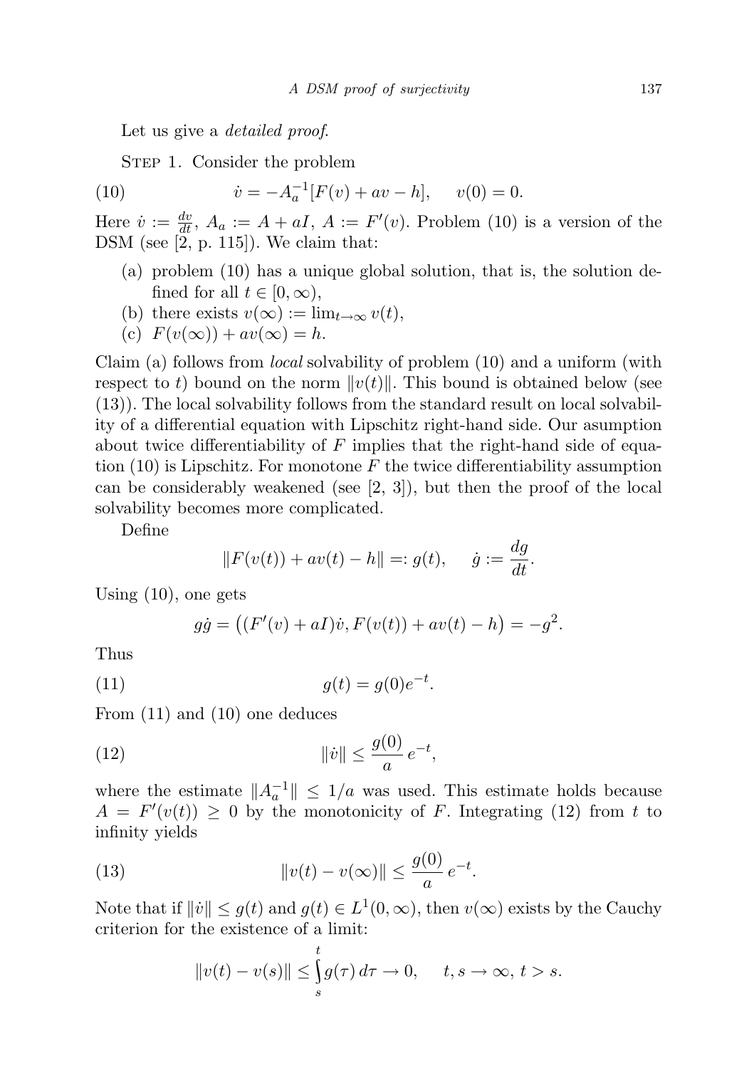Let us give a *detailed proof*.

STEP 1. Consider the problem

$$\dot{v} = -A_a^{-1}[F(v) + av - h], \quad v(0) = 0. \tag{10}$$

Here $\dot{v} := \frac{dv}{dt}$, $A_a := A + aI$, $A := F'(v)$. Problem (10) is a version of the DSM (see [2, p. 115]). We claim that:

(a) problem (10) has a unique global solution, that is, the solution defined for all $t \in [0, \infty)$,

(b) there exists $v(\infty) := \lim_{t\to\infty} v(t)$,

(c) $F(v(\infty)) + av(\infty) = h$.

Claim (a) follows from *local* solvability of problem (10) and a uniform (with respect to $t$) bound on the norm $\|v(t)\|$. This bound is obtained below (see (13)). The local solvability follows from the standard result on local solvability of a differential equation with Lipschitz right-hand side. Our asumption about twice differentiability of $F$ implies that the right-hand side of equation (10) is Lipschitz. For monotone $F$ the twice differentiability assumption can be considerably weakened (see [2, 3]), but then the proof of the local solvability becomes more complicated.

Define

$$\|F(v(t)) + av(t) - h\| =: g(t), \quad \dot{g} := \frac{dg}{dt}.$$

Using (10), one gets

$$g\dot{g} = \big((F'(v) + aI)\dot{v}, F(v(t)) + av(t) - h\big) = -g^2.$$

Thus

$$g(t) = g(0)e^{-t}. \tag{11}$$

From (11) and (10) one deduces

$$\|\dot{v}\| \le \frac{g(0)}{a}\, e^{-t}, \tag{12}$$

where the estimate $\|A_a^{-1}\| \le 1/a$ was used. This estimate holds because $A = F'(v(t)) \ge 0$ by the monotonicity of $F$. Integrating (12) from $t$ to infinity yields

$$\|v(t) - v(\infty)\| \le \frac{g(0)}{a}\, e^{-t}. \tag{13}$$

Note that if $\|\dot{v}\| \le g(t)$ and $g(t) \in L^1(0, \infty)$, then $v(\infty)$ exists by the Cauchy criterion for the existence of a limit:

$$\|v(t) - v(s)\| \le \int_s^t g(\tau)\, d\tau \to 0, \quad t, s \to \infty,\ t > s.$$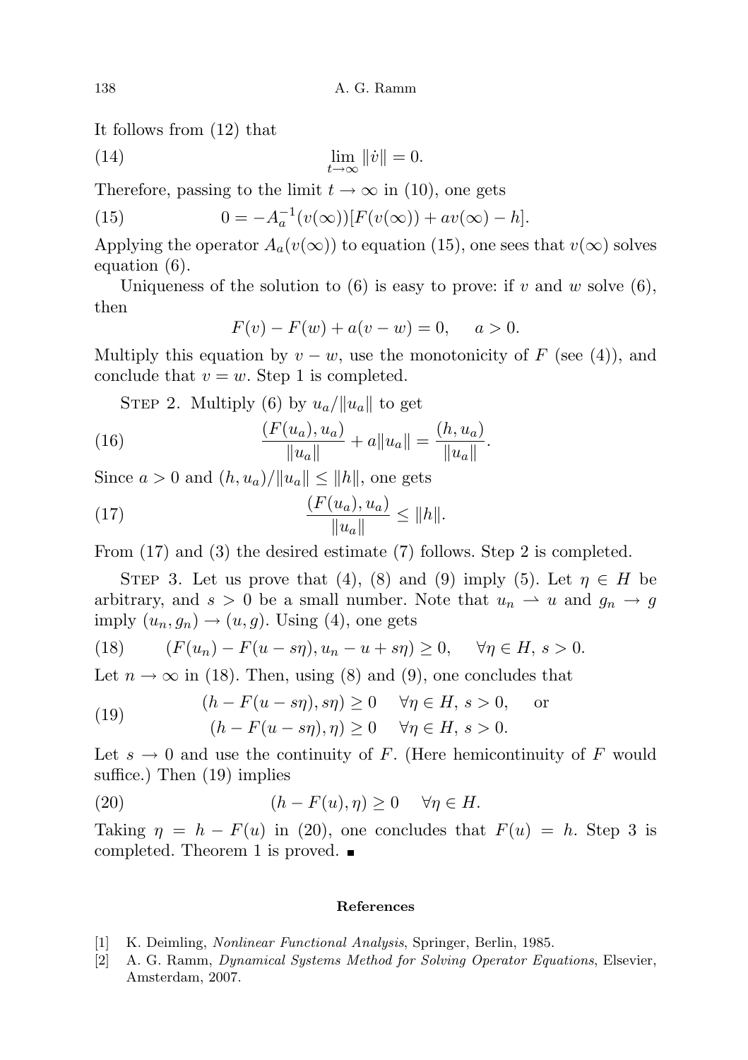It follows from (12) that

$$\lim_{t\to\infty} \|\dot{v}\| = 0. \tag{14}$$

Therefore, passing to the limit $t \to \infty$ in (10), one gets

$$0 = -A_a^{-1}(v(\infty))[F(v(\infty)) + av(\infty) - h]. \tag{15}$$

Applying the operator $A_a(v(\infty))$ to equation (15), one sees that $v(\infty)$ solves equation (6).

Uniqueness of the solution to (6) is easy to prove: if $v$ and $w$ solve (6), then

$$F(v) - F(w) + a(v - w) = 0, \quad a > 0.$$

Multiply this equation by $v - w$, use the monotonicity of $F$ (see (4)), and conclude that $v = w$. Step 1 is completed.

Step 2. Multiply (6) by $u_a/\|u_a\|$ to get

$$\frac{(F(u_a), u_a)}{\|u_a\|} + a\|u_a\| = \frac{(h, u_a)}{\|u_a\|}. \tag{16}$$

Since $a > 0$ and $(h, u_a)/\|u_a\| \le \|h\|$, one gets

$$\frac{(F(u_a), u_a)}{\|u_a\|} \le \|h\|. \tag{17}$$

From (17) and (3) the desired estimate (7) follows. Step 2 is completed.

Step 3. Let us prove that (4), (8) and (9) imply (5). Let $\eta \in H$ be arbitrary, and $s > 0$ be a small number. Note that $u_n \rightharpoonup u$ and $g_n \to g$ imply $(u_n, g_n) \to (u, g)$. Using (4), one gets

$$(F(u_n) - F(u - s\eta), u_n - u + s\eta) \ge 0, \quad \forall \eta \in H,\ s > 0. \tag{18}$$

Let $n \to \infty$ in (18). Then, using (8) and (9), one concludes that

$$\begin{aligned} &(h - F(u - s\eta), s\eta) \ge 0 \quad \forall \eta \in H,\ s > 0, \quad \text{or} \\ &(h - F(u - s\eta), \eta) \ge 0 \quad \forall \eta \in H,\ s > 0. \end{aligned} \tag{19}$$

Let $s \to 0$ and use the continuity of $F$. (Here hemicontinuity of $F$ would suffice.) Then (19) implies

$$(h - F(u), \eta) \ge 0 \quad \forall \eta \in H. \tag{20}$$

Taking $\eta = h - F(u)$ in (20), one concludes that $F(u) = h$. Step 3 is completed. Theorem 1 is proved. ■

### References

[1] K. Deimling, *Nonlinear Functional Analysis*, Springer, Berlin, 1985.

[2] A. G. Ramm, *Dynamical Systems Method for Solving Operator Equations*, Elsevier, Amsterdam, 2007.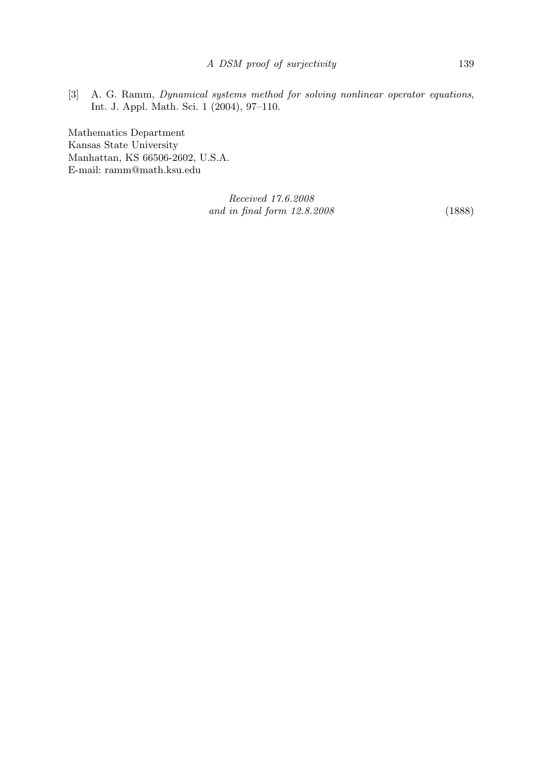[3] A. G. Ramm, *Dynamical systems method for solving nonlinear operator equations*, Int. J. Appl. Math. Sci. 1 (2004), 97–110.

Mathematics Department
Kansas State University
Manhattan, KS 66506-2602, U.S.A.
E-mail: ramm@math.ksu.edu

*Received 17.6.2008*
*and in final form 12.8.2008* (1888)